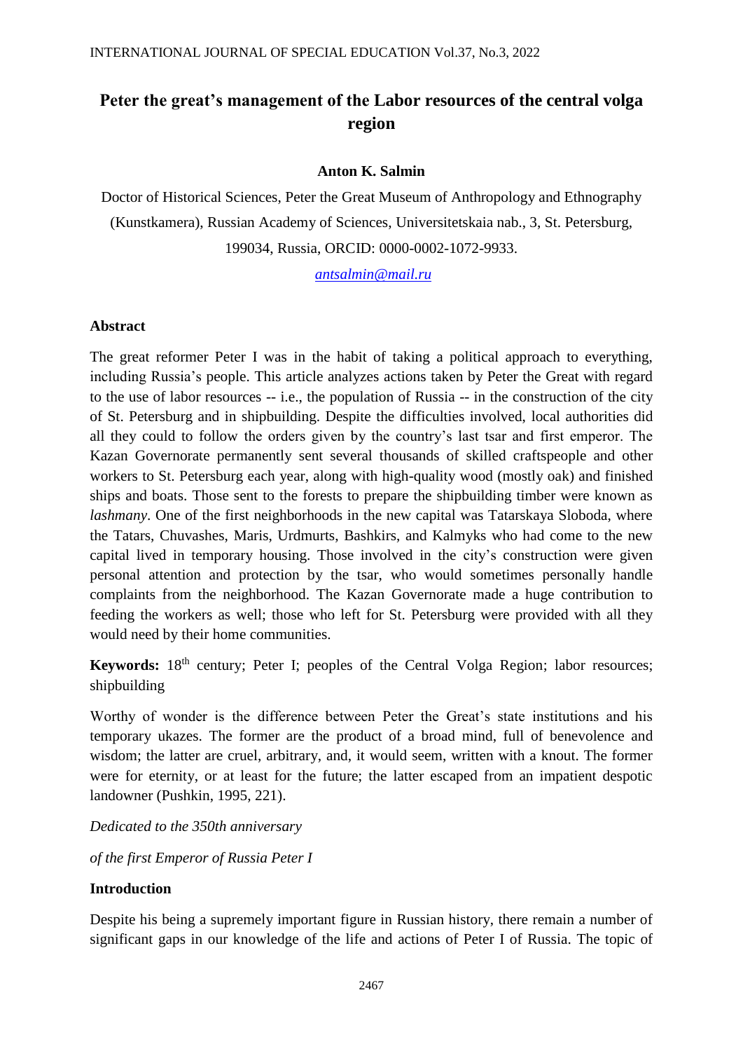# Peter the great's management of the Labor resources of the central volga region

**Anton K. Salmin**

Doctor of Historical Sciences, Peter the Great Museum of Anthropology and Ethnography (Kunstkamera), Russian Academy of Sciences, Universitetskaia nab., 3, St. Petersburg, 199034, Russia, ORCID: 0000-0002-1072-9933.

antsalmin@mail.ru

## Abstract

The great reformer Peter I was in the habit of taking a political approach to everything, including Russia's people. This article analyzes actions taken by Peter the Great with regard to the use of labor resources -- i.e., the population of Russia -- in the construction of the city of St. Petersburg and in shipbuilding. Despite the difficulties involved, local authorities did all they could to follow the orders given by the country's last tsar and first emperor. The Kazan Governorate permanently sent several thousands of skilled craftspeople and other workers to St. Petersburg each year, along with high-quality wood (mostly oak) and finished ships and boats. Those sent to the forests to prepare the shipbuilding timber were known as *lashmany*. One of the first neighborhoods in the new capital was Tatarskaya Sloboda, where the Tatars, Chuvashes, Maris, Urdmurts, Bashkirs, and Kalmyks who had come to the new capital lived in temporary housing. Those involved in the city's construction were given personal attention and protection by the tsar, who would sometimes personally handle complaints from the neighborhood. The Kazan Governorate made a huge contribution to feeding the workers as well; those who left for St. Petersburg were provided with all they would need by their home communities.

**Keywords:** 18th century; Peter I; peoples of the Central Volga Region; labor resources; shipbuilding

Worthy of wonder is the difference between Peter the Great's state institutions and his temporary ukazes. The former are the product of a broad mind, full of benevolence and wisdom; the latter are cruel, arbitrary, and, it would seem, written with a knout. The former were for eternity, or at least for the future; the latter escaped from an impatient despotic landowner (Pushkin, 1995, 221).

*Dedicated to the 350th anniversary*

*of the first Emperor of Russia Peter I*

## Introduction

Despite his being a supremely important figure in Russian history, there remain a number of significant gaps in our knowledge of the life and actions of Peter I of Russia. The topic of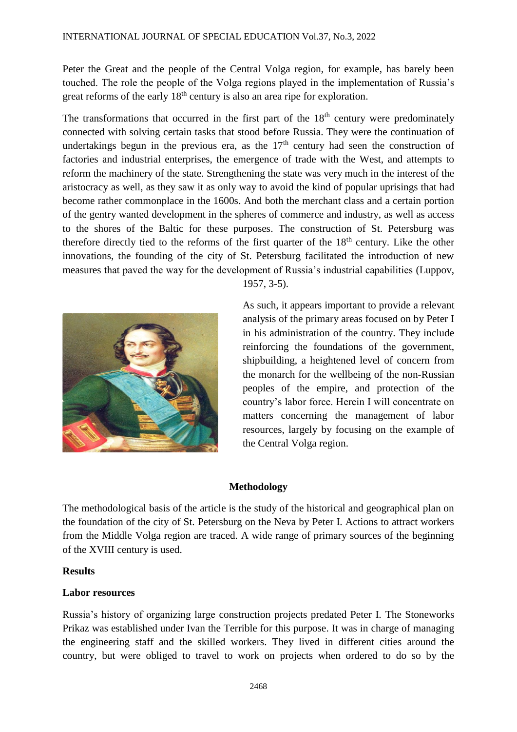Peter the Great and the people of the Central Volga region, for example, has barely been touched. The role the people of the Volga regions played in the implementation of Russia's great reforms of the early 18th century is also an area ripe for exploration.

The transformations that occurred in the first part of the 18th century were predominately connected with solving certain tasks that stood before Russia. They were the continuation of undertakings begun in the previous era, as the 17th century had seen the construction of factories and industrial enterprises, the emergence of trade with the West, and attempts to reform the machinery of the state. Strengthening the state was very much in the interest of the aristocracy as well, as they saw it as only way to avoid the kind of popular uprisings that had become rather commonplace in the 1600s. And both the merchant class and a certain portion of the gentry wanted development in the spheres of commerce and industry, as well as access to the shores of the Baltic for these purposes. The construction of St. Petersburg was therefore directly tied to the reforms of the first quarter of the 18th century. Like the other innovations, the founding of the city of St. Petersburg facilitated the introduction of new measures that paved the way for the development of Russia's industrial capabilities (Luppov, 1957, 3-5).

As such, it appears important to provide a relevant analysis of the primary areas focused on by Peter I in his administration of the country. They include reinforcing the foundations of the government, shipbuilding, a heightened level of concern from the monarch for the wellbeing of the non-Russian peoples of the empire, and protection of the country's labor force. Herein I will concentrate on matters concerning the management of labor resources, largely by focusing on the example of the Central Volga region.

## Methodology

The methodological basis of the article is the study of the historical and geographical plan on the foundation of the city of St. Petersburg on the Neva by Peter I. Actions to attract workers from the Middle Volga region are traced. A wide range of primary sources of the beginning of the XVIII century is used.

## Results

### Labor resources

Russia's history of organizing large construction projects predated Peter I. The Stoneworks Prikaz was established under Ivan the Terrible for this purpose. It was in charge of managing the engineering staff and the skilled workers. They lived in different cities around the country, but were obliged to travel to work on projects when ordered to do so by the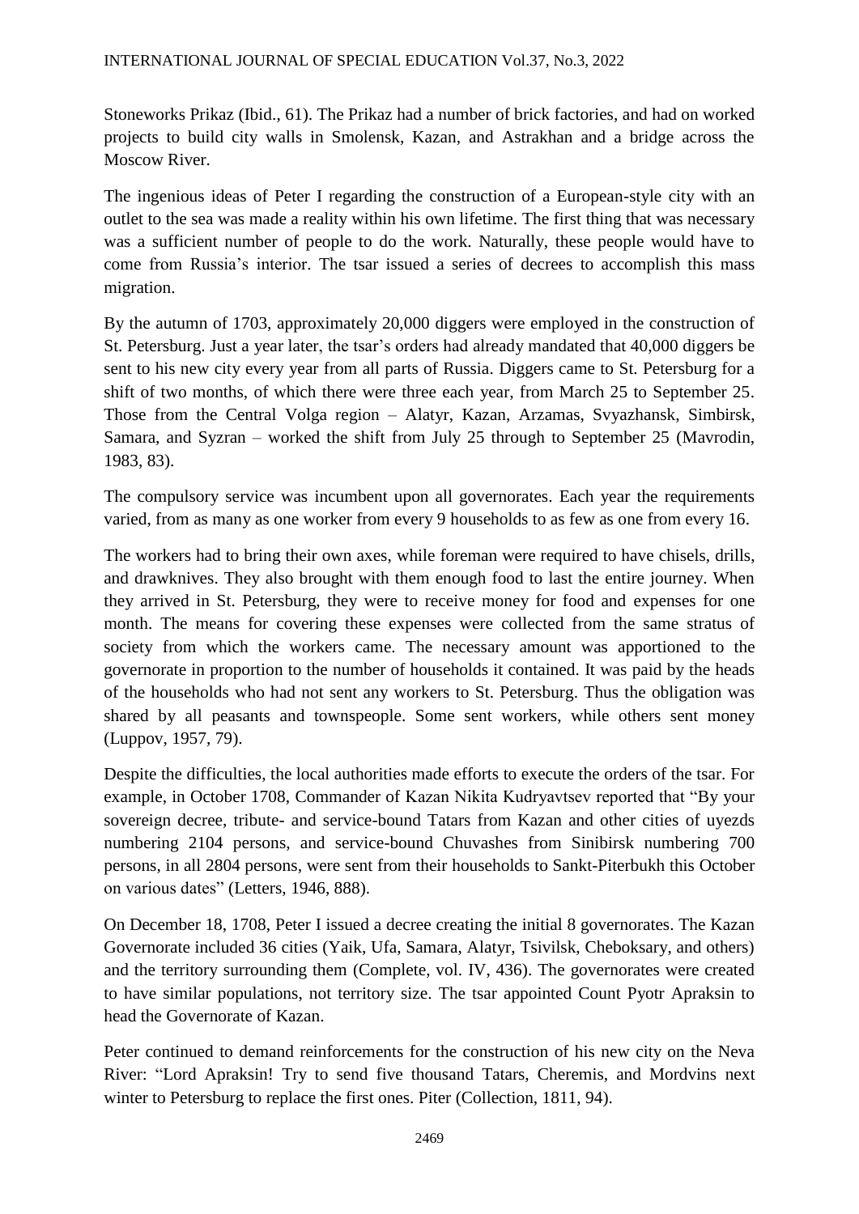Stoneworks Prikaz (Ibid., 61). The Prikaz had a number of brick factories, and had on worked projects to build city walls in Smolensk, Kazan, and Astrakhan and a bridge across the Moscow River.

The ingenious ideas of Peter I regarding the construction of a European-style city with an outlet to the sea was made a reality within his own lifetime. The first thing that was necessary was a sufficient number of people to do the work. Naturally, these people would have to come from Russia's interior. The tsar issued a series of decrees to accomplish this mass migration.

By the autumn of 1703, approximately 20,000 diggers were employed in the construction of St. Petersburg. Just a year later, the tsar's orders had already mandated that 40,000 diggers be sent to his new city every year from all parts of Russia. Diggers came to St. Petersburg for a shift of two months, of which there were three each year, from March 25 to September 25. Those from the Central Volga region – Alatyr, Kazan, Arzamas, Svyazhansk, Simbirsk, Samara, and Syzran – worked the shift from July 25 through to September 25 (Mavrodin, 1983, 83).

The compulsory service was incumbent upon all governorates. Each year the requirements varied, from as many as one worker from every 9 households to as few as one from every 16.

The workers had to bring their own axes, while foreman were required to have chisels, drills, and drawknives. They also brought with them enough food to last the entire journey. When they arrived in St. Petersburg, they were to receive money for food and expenses for one month. The means for covering these expenses were collected from the same stratus of society from which the workers came. The necessary amount was apportioned to the governorate in proportion to the number of households it contained. It was paid by the heads of the households who had not sent any workers to St. Petersburg. Thus the obligation was shared by all peasants and townspeople. Some sent workers, while others sent money (Luppov, 1957, 79).

Despite the difficulties, the local authorities made efforts to execute the orders of the tsar. For example, in October 1708, Commander of Kazan Nikita Kudryavtsev reported that "By your sovereign decree, tribute- and service-bound Tatars from Kazan and other cities of uyezds numbering 2104 persons, and service-bound Chuvashes from Sinibirsk numbering 700 persons, in all 2804 persons, were sent from their households to Sankt-Piterbukh this October on various dates" (Letters, 1946, 888).

On December 18, 1708, Peter I issued a decree creating the initial 8 governorates. The Kazan Governorate included 36 cities (Yaik, Ufa, Samara, Alatyr, Tsivilsk, Cheboksary, and others) and the territory surrounding them (Complete, vol. IV, 436). The governorates were created to have similar populations, not territory size. The tsar appointed Count Pyotr Apraksin to head the Governorate of Kazan.

Peter continued to demand reinforcements for the construction of his new city on the Neva River: "Lord Apraksin! Try to send five thousand Tatars, Cheremis, and Mordvins next winter to Petersburg to replace the first ones. Piter (Collection, 1811, 94).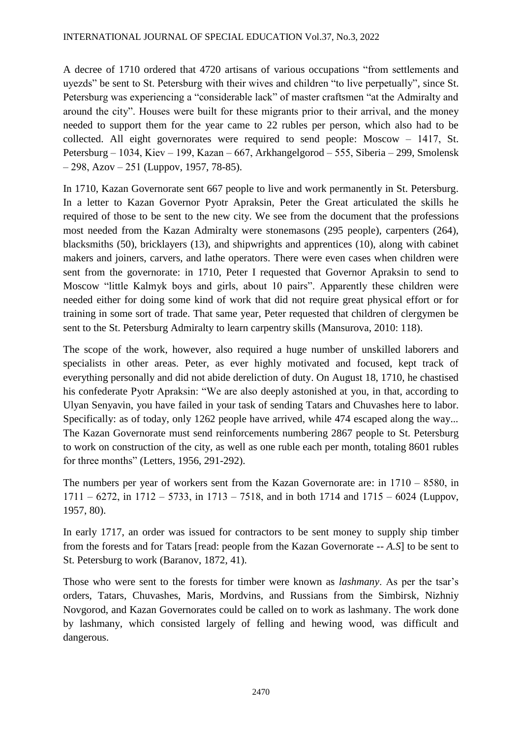A decree of 1710 ordered that 4720 artisans of various occupations "from settlements and uyezds" be sent to St. Petersburg with their wives and children "to live perpetually", since St. Petersburg was experiencing a "considerable lack" of master craftsmen "at the Admiralty and around the city". Houses were built for these migrants prior to their arrival, and the money needed to support them for the year came to 22 rubles per person, which also had to be collected. All eight governorates were required to send people: Moscow – 1417, St. Petersburg – 1034, Kiev – 199, Kazan – 667, Arkhangelgorod – 555, Siberia – 299, Smolensk – 298, Azov – 251 (Luppov, 1957, 78-85).

In 1710, Kazan Governorate sent 667 people to live and work permanently in St. Petersburg. In a letter to Kazan Governor Pyotr Apraksin, Peter the Great articulated the skills he required of those to be sent to the new city. We see from the document that the professions most needed from the Kazan Admiralty were stonemasons (295 people), carpenters (264), blacksmiths (50), bricklayers (13), and shipwrights and apprentices (10), along with cabinet makers and joiners, carvers, and lathe operators. There were even cases when children were sent from the governorate: in 1710, Peter I requested that Governor Apraksin to send to Moscow "little Kalmyk boys and girls, about 10 pairs". Apparently these children were needed either for doing some kind of work that did not require great physical effort or for training in some sort of trade. That same year, Peter requested that children of clergymen be sent to the St. Petersburg Admiralty to learn carpentry skills (Mansurova, 2010: 118).

The scope of the work, however, also required a huge number of unskilled laborers and specialists in other areas. Peter, as ever highly motivated and focused, kept track of everything personally and did not abide dereliction of duty. On August 18, 1710, he chastised his confederate Pyotr Apraksin: "We are also deeply astonished at you, in that, according to Ulyan Senyavin, you have failed in your task of sending Tatars and Chuvashes here to labor. Specifically: as of today, only 1262 people have arrived, while 474 escaped along the way... The Kazan Governorate must send reinforcements numbering 2867 people to St. Petersburg to work on construction of the city, as well as one ruble each per month, totaling 8601 rubles for three months" (Letters, 1956, 291-292).

The numbers per year of workers sent from the Kazan Governorate are: in 1710 – 8580, in 1711 – 6272, in 1712 – 5733, in 1713 – 7518, and in both 1714 and 1715 – 6024 (Luppov, 1957, 80).

In early 1717, an order was issued for contractors to be sent money to supply ship timber from the forests and for Tatars [read: people from the Kazan Governorate -- *A.S*] to be sent to St. Petersburg to work (Baranov, 1872, 41).

Those who were sent to the forests for timber were known as *lashmany*. As per the tsar's orders, Tatars, Chuvashes, Maris, Mordvins, and Russians from the Simbirsk, Nizhniy Novgorod, and Kazan Governorates could be called on to work as lashmany. The work done by lashmany, which consisted largely of felling and hewing wood, was difficult and dangerous.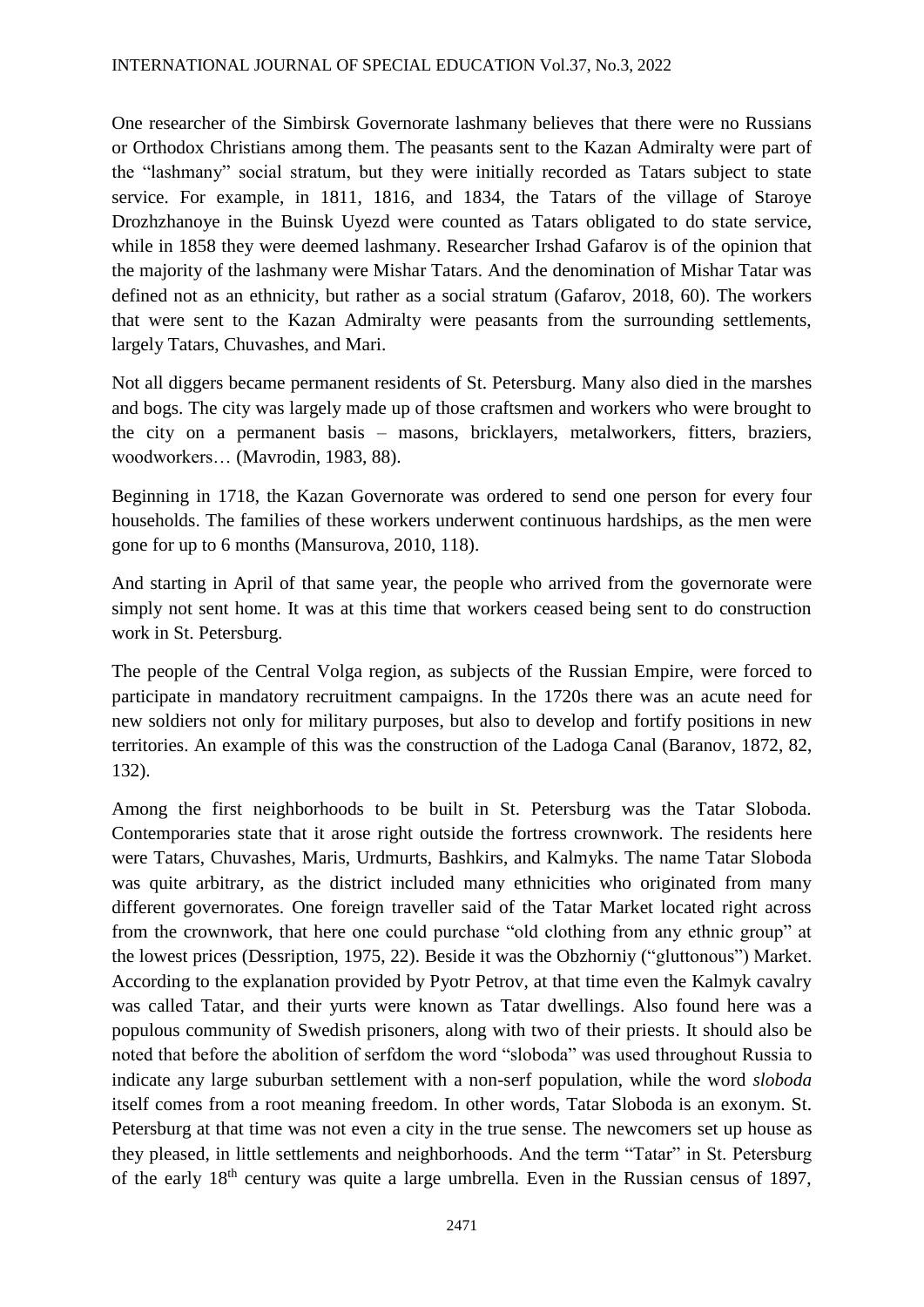One researcher of the Simbirsk Governorate lashmany believes that there were no Russians or Orthodox Christians among them. The peasants sent to the Kazan Admiralty were part of the "lashmany" social stratum, but they were initially recorded as Tatars subject to state service. For example, in 1811, 1816, and 1834, the Tatars of the village of Staroye Drozhzhanoye in the Buinsk Uyezd were counted as Tatars obligated to do state service, while in 1858 they were deemed lashmany. Researcher Irshad Gafarov is of the opinion that the majority of the lashmany were Mishar Tatars. And the denomination of Mishar Tatar was defined not as an ethnicity, but rather as a social stratum (Gafarov, 2018, 60). The workers that were sent to the Kazan Admiralty were peasants from the surrounding settlements, largely Tatars, Chuvashes, and Mari.

Not all diggers became permanent residents of St. Petersburg. Many also died in the marshes and bogs. The city was largely made up of those craftsmen and workers who were brought to the city on a permanent basis – masons, bricklayers, metalworkers, fitters, braziers, woodworkers… (Mavrodin, 1983, 88).

Beginning in 1718, the Kazan Governorate was ordered to send one person for every four households. The families of these workers underwent continuous hardships, as the men were gone for up to 6 months (Mansurova, 2010, 118).

And starting in April of that same year, the people who arrived from the governorate were simply not sent home. It was at this time that workers ceased being sent to do construction work in St. Petersburg.

The people of the Central Volga region, as subjects of the Russian Empire, were forced to participate in mandatory recruitment campaigns. In the 1720s there was an acute need for new soldiers not only for military purposes, but also to develop and fortify positions in new territories. An example of this was the construction of the Ladoga Canal (Baranov, 1872, 82, 132).

Among the first neighborhoods to be built in St. Petersburg was the Tatar Sloboda. Contemporaries state that it arose right outside the fortress crownwork. The residents here were Tatars, Chuvashes, Maris, Urdmurts, Bashkirs, and Kalmyks. The name Tatar Sloboda was quite arbitrary, as the district included many ethnicities who originated from many different governorates. One foreign traveller said of the Tatar Market located right across from the crownwork, that here one could purchase "old clothing from any ethnic group" at the lowest prices (Dessription, 1975, 22). Beside it was the Obzhorniy ("gluttonous") Market. According to the explanation provided by Pyotr Petrov, at that time even the Kalmyk cavalry was called Tatar, and their yurts were known as Tatar dwellings. Also found here was a populous community of Swedish prisoners, along with two of their priests. It should also be noted that before the abolition of serfdom the word "sloboda" was used throughout Russia to indicate any large suburban settlement with a non-serf population, while the word *sloboda* itself comes from a root meaning freedom. In other words, Tatar Sloboda is an exonym. St. Petersburg at that time was not even a city in the true sense. The newcomers set up house as they pleased, in little settlements and neighborhoods. And the term "Tatar" in St. Petersburg of the early 18th century was quite a large umbrella. Even in the Russian census of 1897,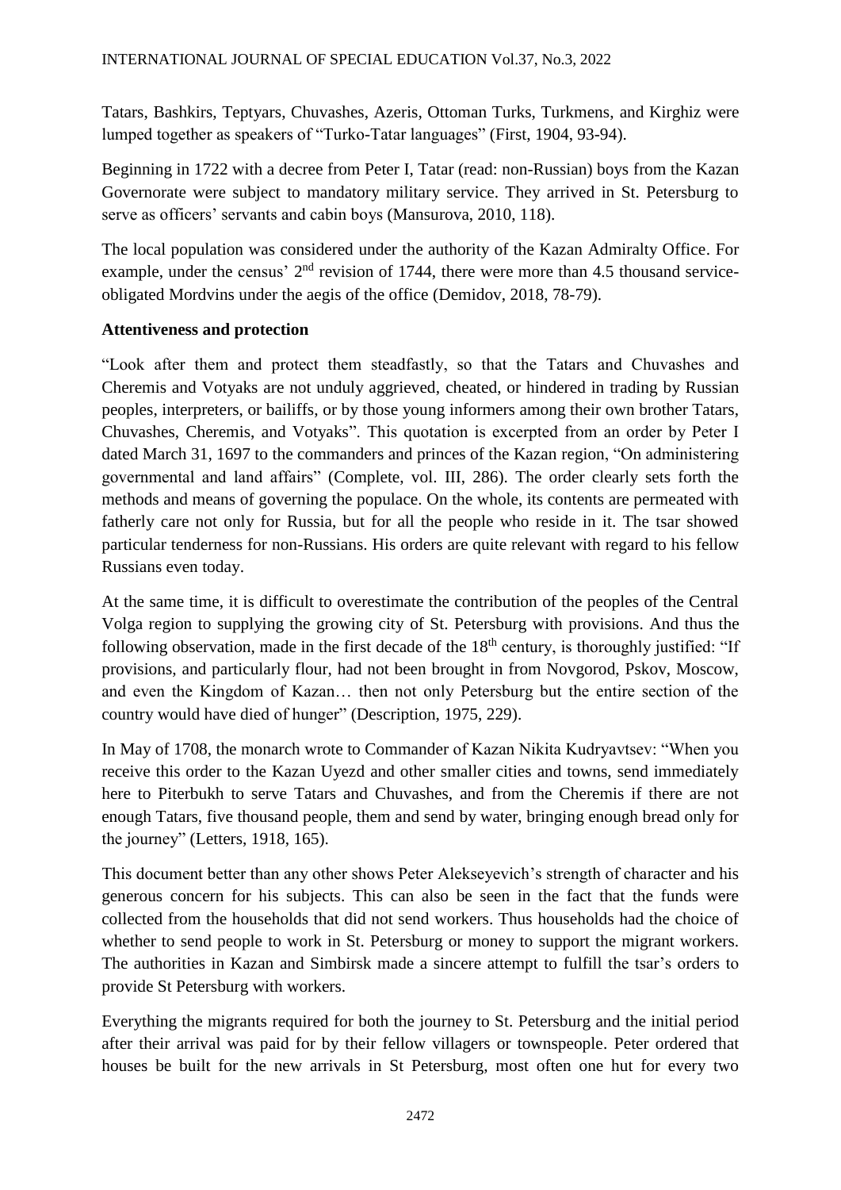Tatars, Bashkirs, Teptyars, Chuvashes, Azeris, Ottoman Turks, Turkmens, and Kirghiz were lumped together as speakers of "Turko-Tatar languages" (First, 1904, 93-94).

Beginning in 1722 with a decree from Peter I, Tatar (read: non-Russian) boys from the Kazan Governorate were subject to mandatory military service. They arrived in St. Petersburg to serve as officers' servants and cabin boys (Mansurova, 2010, 118).

The local population was considered under the authority of the Kazan Admiralty Office. For example, under the census' 2nd revision of 1744, there were more than 4.5 thousand service-obligated Mordvins under the aegis of the office (Demidov, 2018, 78-79).

**Attentiveness and protection**

"Look after them and protect them steadfastly, so that the Tatars and Chuvashes and Cheremis and Votyaks are not unduly aggrieved, cheated, or hindered in trading by Russian peoples, interpreters, or bailiffs, or by those young informers among their own brother Tatars, Chuvashes, Cheremis, and Votyaks". This quotation is excerpted from an order by Peter I dated March 31, 1697 to the commanders and princes of the Kazan region, "On administering governmental and land affairs" (Complete, vol. III, 286). The order clearly sets forth the methods and means of governing the populace. On the whole, its contents are permeated with fatherly care not only for Russia, but for all the people who reside in it. The tsar showed particular tenderness for non-Russians. His orders are quite relevant with regard to his fellow Russians even today.

At the same time, it is difficult to overestimate the contribution of the peoples of the Central Volga region to supplying the growing city of St. Petersburg with provisions. And thus the following observation, made in the first decade of the 18th century, is thoroughly justified: "If provisions, and particularly flour, had not been brought in from Novgorod, Pskov, Moscow, and even the Kingdom of Kazan… then not only Petersburg but the entire section of the country would have died of hunger" (Description, 1975, 229).

In May of 1708, the monarch wrote to Commander of Kazan Nikita Kudryavtsev: "When you receive this order to the Kazan Uyezd and other smaller cities and towns, send immediately here to Piterbukh to serve Tatars and Chuvashes, and from the Cheremis if there are not enough Tatars, five thousand people, them and send by water, bringing enough bread only for the journey" (Letters, 1918, 165).

This document better than any other shows Peter Alekseyevich's strength of character and his generous concern for his subjects. This can also be seen in the fact that the funds were collected from the households that did not send workers. Thus households had the choice of whether to send people to work in St. Petersburg or money to support the migrant workers. The authorities in Kazan and Simbirsk made a sincere attempt to fulfill the tsar's orders to provide St Petersburg with workers.

Everything the migrants required for both the journey to St. Petersburg and the initial period after their arrival was paid for by their fellow villagers or townspeople. Peter ordered that houses be built for the new arrivals in St Petersburg, most often one hut for every two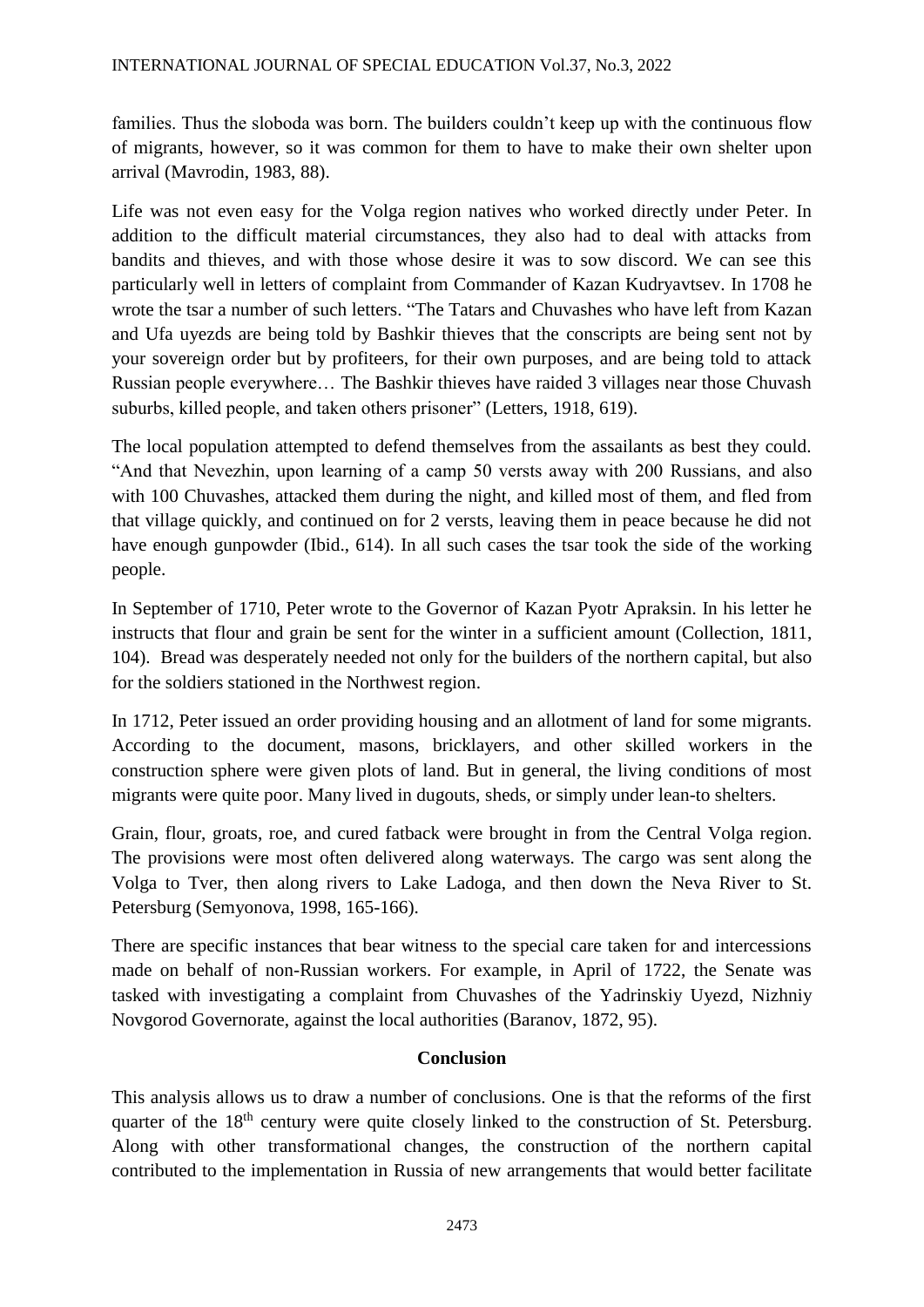families. Thus the sloboda was born. The builders couldn't keep up with the continuous flow of migrants, however, so it was common for them to have to make their own shelter upon arrival (Mavrodin, 1983, 88).

Life was not even easy for the Volga region natives who worked directly under Peter. In addition to the difficult material circumstances, they also had to deal with attacks from bandits and thieves, and with those whose desire it was to sow discord. We can see this particularly well in letters of complaint from Commander of Kazan Kudryavtsev. In 1708 he wrote the tsar a number of such letters. "The Tatars and Chuvashes who have left from Kazan and Ufa uyezds are being told by Bashkir thieves that the conscripts are being sent not by your sovereign order but by profiteers, for their own purposes, and are being told to attack Russian people everywhere… The Bashkir thieves have raided 3 villages near those Chuvash suburbs, killed people, and taken others prisoner" (Letters, 1918, 619).

The local population attempted to defend themselves from the assailants as best they could. "And that Nevezhin, upon learning of a camp 50 versts away with 200 Russians, and also with 100 Chuvashes, attacked them during the night, and killed most of them, and fled from that village quickly, and continued on for 2 versts, leaving them in peace because he did not have enough gunpowder (Ibid., 614). In all such cases the tsar took the side of the working people.

In September of 1710, Peter wrote to the Governor of Kazan Pyotr Apraksin. In his letter he instructs that flour and grain be sent for the winter in a sufficient amount (Collection, 1811, 104). Bread was desperately needed not only for the builders of the northern capital, but also for the soldiers stationed in the Northwest region.

In 1712, Peter issued an order providing housing and an allotment of land for some migrants. According to the document, masons, bricklayers, and other skilled workers in the construction sphere were given plots of land. But in general, the living conditions of most migrants were quite poor. Many lived in dugouts, sheds, or simply under lean-to shelters.

Grain, flour, groats, roe, and cured fatback were brought in from the Central Volga region. The provisions were most often delivered along waterways. The cargo was sent along the Volga to Tver, then along rivers to Lake Ladoga, and then down the Neva River to St. Petersburg (Semyonova, 1998, 165-166).

There are specific instances that bear witness to the special care taken for and intercessions made on behalf of non-Russian workers. For example, in April of 1722, the Senate was tasked with investigating a complaint from Chuvashes of the Yadrinskiy Uyezd, Nizhniy Novgorod Governorate, against the local authorities (Baranov, 1872, 95).

## Conclusion

This analysis allows us to draw a number of conclusions. One is that the reforms of the first quarter of the 18th century were quite closely linked to the construction of St. Petersburg. Along with other transformational changes, the construction of the northern capital contributed to the implementation in Russia of new arrangements that would better facilitate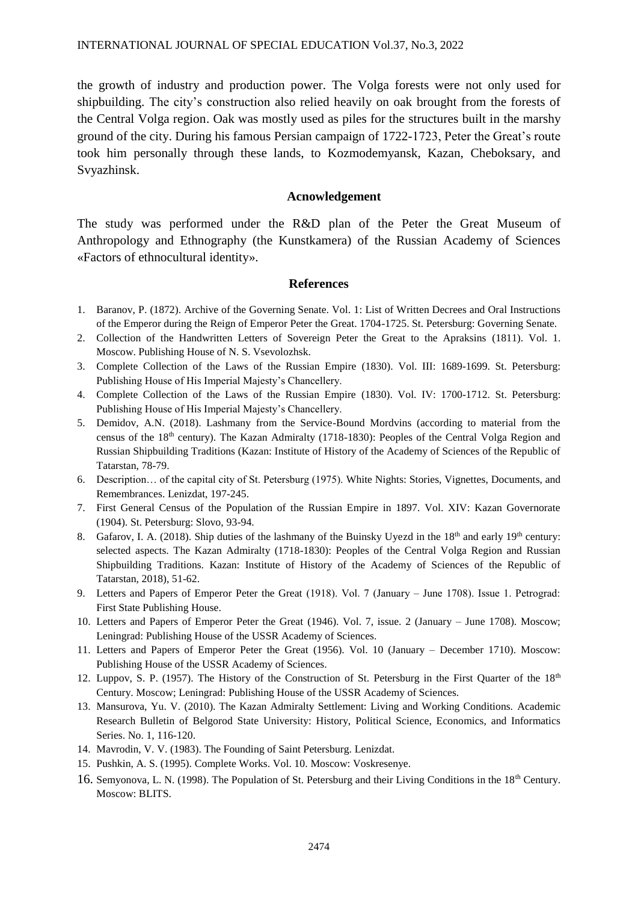the growth of industry and production power. The Volga forests were not only used for shipbuilding. The city's construction also relied heavily on oak brought from the forests of the Central Volga region. Oak was mostly used as piles for the structures built in the marshy ground of the city. During his famous Persian campaign of 1722-1723, Peter the Great's route took him personally through these lands, to Kozmodemyansk, Kazan, Cheboksary, and Svyazhinsk.

## Acnowledgement

The study was performed under the R&D plan of the Peter the Great Museum of Anthropology and Ethnography (the Kunstkamera) of the Russian Academy of Sciences «Factors of ethnocultural identity».

## References

1. Baranov, P. (1872). Archive of the Governing Senate. Vol. 1: List of Written Decrees and Oral Instructions of the Emperor during the Reign of Emperor Peter the Great. 1704-1725. St. Petersburg: Governing Senate.
2. Collection of the Handwritten Letters of Sovereign Peter the Great to the Apraksins (1811). Vol. 1. Moscow. Publishing House of N. S. Vsevolozhsk.
3. Complete Collection of the Laws of the Russian Empire (1830). Vol. III: 1689-1699. St. Petersburg: Publishing House of His Imperial Majesty's Chancellery.
4. Complete Collection of the Laws of the Russian Empire (1830). Vol. IV: 1700-1712. St. Petersburg: Publishing House of His Imperial Majesty's Chancellery.
5. Demidov, A.N. (2018). Lashmany from the Service-Bound Mordvins (according to material from the census of the 18th century). The Kazan Admiralty (1718-1830): Peoples of the Central Volga Region and Russian Shipbuilding Traditions (Kazan: Institute of History of the Academy of Sciences of the Republic of Tatarstan, 78-79.
6. Description… of the capital city of St. Petersburg (1975). White Nights: Stories, Vignettes, Documents, and Remembrances. Lenizdat, 197-245.
7. First General Census of the Population of the Russian Empire in 1897. Vol. XIV: Kazan Governorate (1904). St. Petersburg: Slovo, 93-94.
8. Gafarov, I. A. (2018). Ship duties of the lashmany of the Buinsky Uyezd in the 18th and early 19th century: selected aspects. The Kazan Admiralty (1718-1830): Peoples of the Central Volga Region and Russian Shipbuilding Traditions. Kazan: Institute of History of the Academy of Sciences of the Republic of Tatarstan, 2018), 51-62.
9. Letters and Papers of Emperor Peter the Great (1918). Vol. 7 (January – June 1708). Issue 1. Petrograd: First State Publishing House.
10. Letters and Papers of Emperor Peter the Great (1946). Vol. 7, issue. 2 (January – June 1708). Moscow; Leningrad: Publishing House of the USSR Academy of Sciences.
11. Letters and Papers of Emperor Peter the Great (1956). Vol. 10 (January – December 1710). Moscow: Publishing House of the USSR Academy of Sciences.
12. Luppov, S. P. (1957). The History of the Construction of St. Petersburg in the First Quarter of the 18th Century. Moscow; Leningrad: Publishing House of the USSR Academy of Sciences.
13. Mansurova, Yu. V. (2010). The Kazan Admiralty Settlement: Living and Working Conditions. Academic Research Bulletin of Belgorod State University: History, Political Science, Economics, and Informatics Series. No. 1, 116-120.
14. Mavrodin, V. V. (1983). The Founding of Saint Petersburg. Lenizdat.
15. Pushkin, A. S. (1995). Complete Works. Vol. 10. Moscow: Voskresenye.
16. Semyonova, L. N. (1998). The Population of St. Petersburg and their Living Conditions in the 18th Century. Moscow: BLITS.